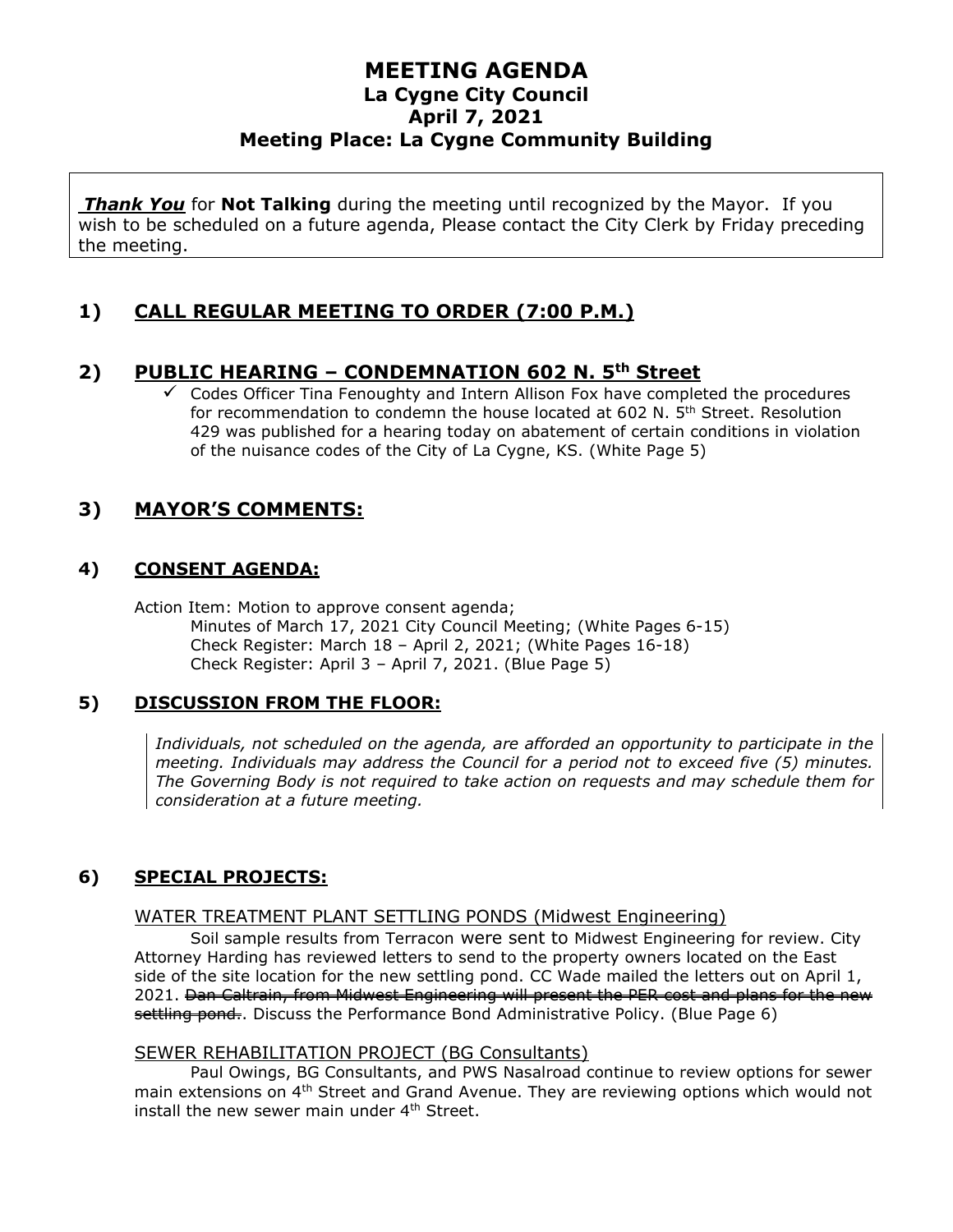# MEETING AGENDA
## La Cygne City Council
## April 7, 2021
## Meeting Place: La Cygne Community Building

***Thank You*** for **Not Talking** during the meeting until recognized by the Mayor. If you wish to be scheduled on a future agenda, Please contact the City Clerk by Friday preceding the meeting.

## 1) CALL REGULAR MEETING TO ORDER (7:00 P.M.)

## 2) PUBLIC HEARING – CONDEMNATION 602 N. 5th Street

- ✓ Codes Officer Tina Fenoughty and Intern Allison Fox have completed the procedures for recommendation to condemn the house located at 602 N. 5th Street. Resolution 429 was published for a hearing today on abatement of certain conditions in violation of the nuisance codes of the City of La Cygne, KS. (White Page 5)

## 3) MAYOR'S COMMENTS:

## 4) CONSENT AGENDA:

Action Item: Motion to approve consent agenda;
- Minutes of March 17, 2021 City Council Meeting; (White Pages 6-15)
- Check Register: March 18 – April 2, 2021; (White Pages 16-18)
- Check Register: April 3 – April 7, 2021. (Blue Page 5)

## 5) DISCUSSION FROM THE FLOOR:

*Individuals, not scheduled on the agenda, are afforded an opportunity to participate in the meeting. Individuals may address the Council for a period not to exceed five (5) minutes. The Governing Body is not required to take action on requests and may schedule them for consideration at a future meeting.*

## 6) SPECIAL PROJECTS:

WATER TREATMENT PLANT SETTLING PONDS (Midwest Engineering)

Soil sample results from Terracon were sent to Midwest Engineering for review. City Attorney Harding has reviewed letters to send to the property owners located on the East side of the site location for the new settling pond. CC Wade mailed the letters out on April 1, 2021. ~~Dan Caltrain, from Midwest Engineering will present the PER cost and plans for the new settling pond.~~. Discuss the Performance Bond Administrative Policy. (Blue Page 6)

SEWER REHABILITATION PROJECT (BG Consultants)

Paul Owings, BG Consultants, and PWS Nasalroad continue to review options for sewer main extensions on 4th Street and Grand Avenue. They are reviewing options which would not install the new sewer main under 4th Street.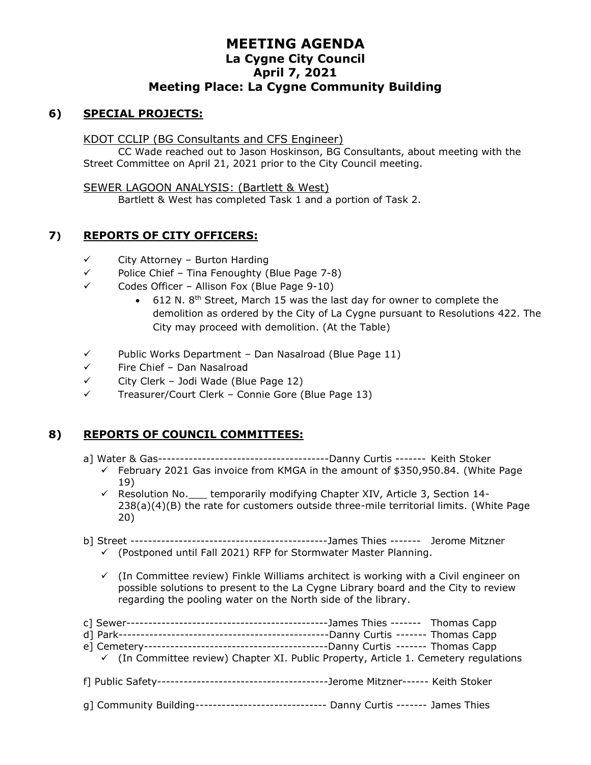# MEETING AGENDA
## La Cygne City Council
## April 7, 2021
## Meeting Place: La Cygne Community Building

## 6) SPECIAL PROJECTS:

KDOT CCLIP (BG Consultants and CFS Engineer)

CC Wade reached out to Jason Hoskinson, BG Consultants, about meeting with the Street Committee on April 21, 2021 prior to the City Council meeting.

SEWER LAGOON ANALYSIS: (Bartlett & West)

Bartlett & West has completed Task 1 and a portion of Task 2.

## 7) REPORTS OF CITY OFFICERS:

- ✓ City Attorney – Burton Harding
- ✓ Police Chief – Tina Fenoughty (Blue Page 7-8)
- ✓ Codes Officer – Allison Fox (Blue Page 9-10)
  - 612 N. 8th Street, March 15 was the last day for owner to complete the demolition as ordered by the City of La Cygne pursuant to Resolutions 422. The City may proceed with demolition. (At the Table)
- ✓ Public Works Department – Dan Nasalroad (Blue Page 11)
- ✓ Fire Chief – Dan Nasalroad
- ✓ City Clerk – Jodi Wade (Blue Page 12)
- ✓ Treasurer/Court Clerk – Connie Gore (Blue Page 13)

## 8) REPORTS OF COUNCIL COMMITTEES:

a] Water & Gas---------------------------------------Danny Curtis ------- Keith Stoker
- ✓ February 2021 Gas invoice from KMGA in the amount of $350,950.84. (White Page 19)
- ✓ Resolution No.___ temporarily modifying Chapter XIV, Article 3, Section 14-238(a)(4)(B) the rate for customers outside three-mile territorial limits. (White Page 20)

b] Street --------------------------------------------James Thies ------- Jerome Mitzner
- ✓ (Postponed until Fall 2021) RFP for Stormwater Master Planning.
- ✓ (In Committee review) Finkle Williams architect is working with a Civil engineer on possible solutions to present to the La Cygne Library board and the City to review regarding the pooling water on the North side of the library.

c] Sewer----------------------------------------------James Thies ------- Thomas Capp

d] Park------------------------------------------------Danny Curtis ------- Thomas Capp

e] Cemetery------------------------------------------Danny Curtis ------- Thomas Capp
- ✓ (In Committee review) Chapter XI. Public Property, Article 1. Cemetery regulations

f] Public Safety---------------------------------------Jerome Mitzner------ Keith Stoker

g] Community Building------------------------------ Danny Curtis ------- James Thies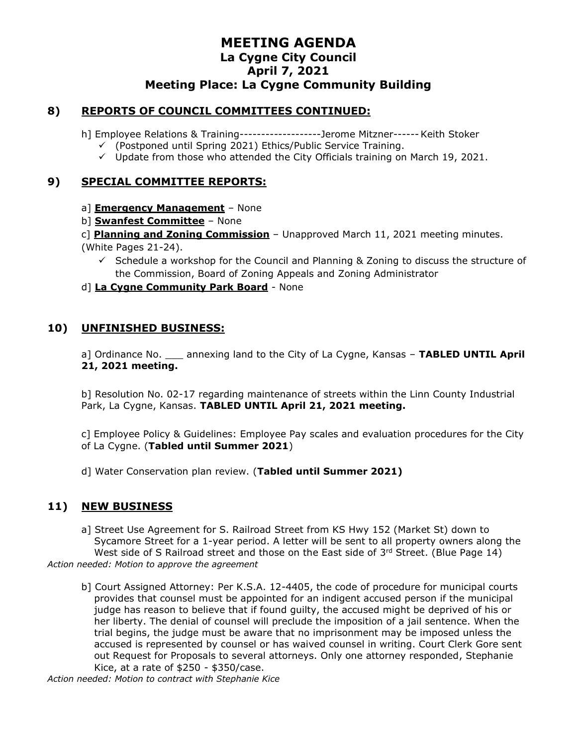# MEETING AGENDA
## La Cygne City Council
## April 7, 2021
## Meeting Place: La Cygne Community Building

## 8) REPORTS OF COUNCIL COMMITTEES CONTINUED:

h] Employee Relations & Training-------------------Jerome Mitzner------Keith Stoker

- ✓ (Postponed until Spring 2021) Ethics/Public Service Training.
- ✓ Update from those who attended the City Officials training on March 19, 2021.

## 9) SPECIAL COMMITTEE REPORTS:

a] **Emergency Management** – None

b] **Swanfest Committee** – None

c] **Planning and Zoning Commission** – Unapproved March 11, 2021 meeting minutes. (White Pages 21-24).

- ✓ Schedule a workshop for the Council and Planning & Zoning to discuss the structure of the Commission, Board of Zoning Appeals and Zoning Administrator

d] **La Cygne Community Park Board** - None

## 10) UNFINISHED BUSINESS:

a] Ordinance No. ___ annexing land to the City of La Cygne, Kansas – **TABLED UNTIL April 21, 2021 meeting.**

b] Resolution No. 02-17 regarding maintenance of streets within the Linn County Industrial Park, La Cygne, Kansas. **TABLED UNTIL April 21, 2021 meeting.**

c] Employee Policy & Guidelines: Employee Pay scales and evaluation procedures for the City of La Cygne. (**Tabled until Summer 2021**)

d] Water Conservation plan review. (**Tabled until Summer 2021)**

## 11) NEW BUSINESS

a] Street Use Agreement for S. Railroad Street from KS Hwy 152 (Market St) down to Sycamore Street for a 1-year period. A letter will be sent to all property owners along the West side of S Railroad street and those on the East side of 3rd Street. (Blue Page 14)

*Action needed: Motion to approve the agreement*

b] Court Assigned Attorney: Per K.S.A. 12-4405, the code of procedure for municipal courts provides that counsel must be appointed for an indigent accused person if the municipal judge has reason to believe that if found guilty, the accused might be deprived of his or her liberty. The denial of counsel will preclude the imposition of a jail sentence. When the trial begins, the judge must be aware that no imprisonment may be imposed unless the accused is represented by counsel or has waived counsel in writing. Court Clerk Gore sent out Request for Proposals to several attorneys. Only one attorney responded, Stephanie Kice, at a rate of $250 - $350/case.

*Action needed: Motion to contract with Stephanie Kice*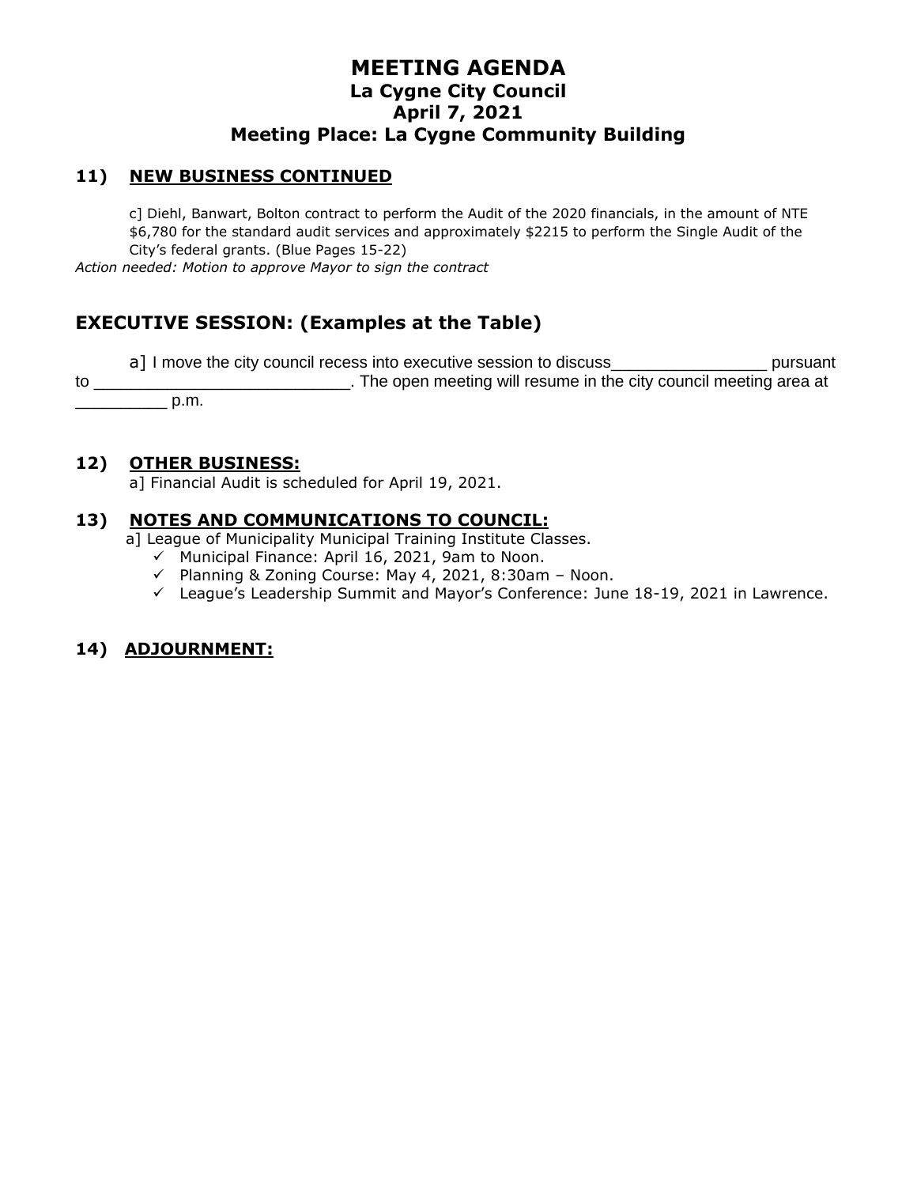# MEETING AGENDA
## La Cygne City Council
## April 7, 2021
## Meeting Place: La Cygne Community Building

### 11) NEW BUSINESS CONTINUED

c] Diehl, Banwart, Bolton contract to perform the Audit of the 2020 financials, in the amount of NTE $6,780 for the standard audit services and approximately $2215 to perform the Single Audit of the City's federal grants. (Blue Pages 15-22)

*Action needed: Motion to approve Mayor to sign the contract*

## EXECUTIVE SESSION: (Examples at the Table)

a] I move the city council recess into executive session to discuss_________________ pursuant to ___________________________. The open meeting will resume in the city council meeting area at _________ p.m.

### 12) OTHER BUSINESS:

a] Financial Audit is scheduled for April 19, 2021.

### 13) NOTES AND COMMUNICATIONS TO COUNCIL:

a] League of Municipality Municipal Training Institute Classes.

- ✓ Municipal Finance: April 16, 2021, 9am to Noon.
- ✓ Planning & Zoning Course: May 4, 2021, 8:30am – Noon.
- ✓ League's Leadership Summit and Mayor's Conference: June 18-19, 2021 in Lawrence.

### 14) ADJOURNMENT: